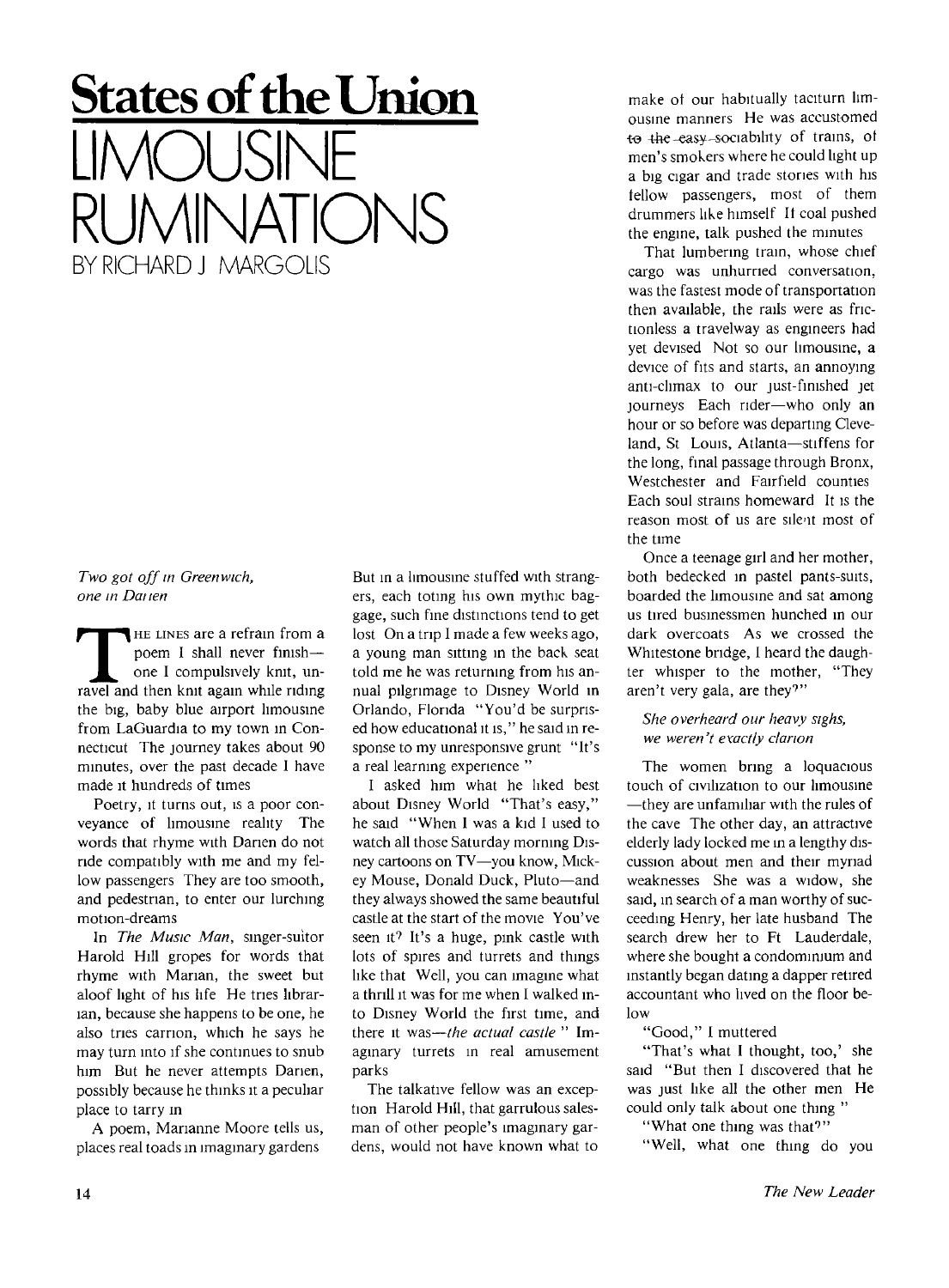# States of the Union

## LIMOUSINE RUMINATIONS

BY RICHARD J MARGOLIS

*Two got off in Greenwich,*
*one in Darien*

THE LINES are a refrain from a poem I shall never finish—one I compulsively knit, unravel and then knit again while riding the big, baby blue airport limousine from LaGuardia to my town in Connecticut The journey takes about 90 minutes, over the past decade I have made it hundreds of times

Poetry, it turns out, is a poor conveyance of limousine reality The words that rhyme with Darien do not ride compatibly with me and my fellow passengers They are too smooth, and pedestrian, to enter our lurching motion-dreams

In *The Music Man*, singer-suitor Harold Hill gropes for words that rhyme with Marian, the sweet but aloof light of his life He tries librarian, because she happens to be one, he also tries carrion, which he says he may turn into if she continues to snub him But he never attempts Darien, possibly because he thinks it a peculiar place to tarry in

A poem, Marianne Moore tells us, places real toads in imaginary gardens But in a limousine stuffed with strangers, each toting his own mythic baggage, such fine distinctions tend to get lost On a trip I made a few weeks ago, a young man sitting in the back seat told me he was returning from his annual pilgrimage to Disney World in Orlando, Florida "You'd be surprised how educational it is," he said in response to my unresponsive grunt "It's a real learning experience "

I asked him what he liked best about Disney World "That's easy," he said "When I was a kid I used to watch all those Saturday morning Disney cartoons on TV—you know, Mickey Mouse, Donald Duck, Pluto—and they always showed the same beautiful castle at the start of the movie You've seen it? It's a huge, pink castle with lots of spires and turrets and things like that Well, you can imagine what a thrill it was for me when I walked into Disney World the first time, and there it was—*the actual castle* " Imaginary turrets in real amusement parks

The talkative fellow was an exception Harold Hill, that garrulous salesman of other people's imaginary gardens, would not have known what to make of our habitually taciturn limousine manners He was accustomed ~~to the easy~~ sociability of trains, of men's smokers where he could light up a big cigar and trade stories with his fellow passengers, most of them drummers like himself If coal pushed the engine, talk pushed the minutes

That lumbering train, whose chief cargo was unhurried conversation, was the fastest mode of transportation then available, the rails were as frictionless a travelway as engineers had yet devised Not so our limousine, a device of fits and starts, an annoying anti-climax to our just-finished jet journeys Each rider—who only an hour or so before was departing Cleveland, St Louis, Atlanta—stiffens for the long, final passage through Bronx, Westchester and Fairfield counties Each soul strains homeward It is the reason most of us are silent most of the time

Once a teenage girl and her mother, both bedecked in pastel pants-suits, boarded the limousine and sat among us tired businessmen hunched in our dark overcoats As we crossed the Whitestone bridge, I heard the daughter whisper to the mother, "They aren't very gala, are they?"

*She overheard our heavy sighs,*
*we weren't exactly clarion*

The women bring a loquacious touch of civilization to our limousine—they are unfamiliar with the rules of the cave The other day, an attractive elderly lady locked me in a lengthy discussion about men and their myriad weaknesses She was a widow, she said, in search of a man worthy of succeeding Henry, her late husband The search drew her to Ft Lauderdale, where she bought a condominium and instantly began dating a dapper retired accountant who lived on the floor below

"Good," I muttered

"That's what I thought, too,' she said "But then I discovered that he was just like all the other men He could only talk about one thing "

"What one thing was that?"

"Well, what one thing do you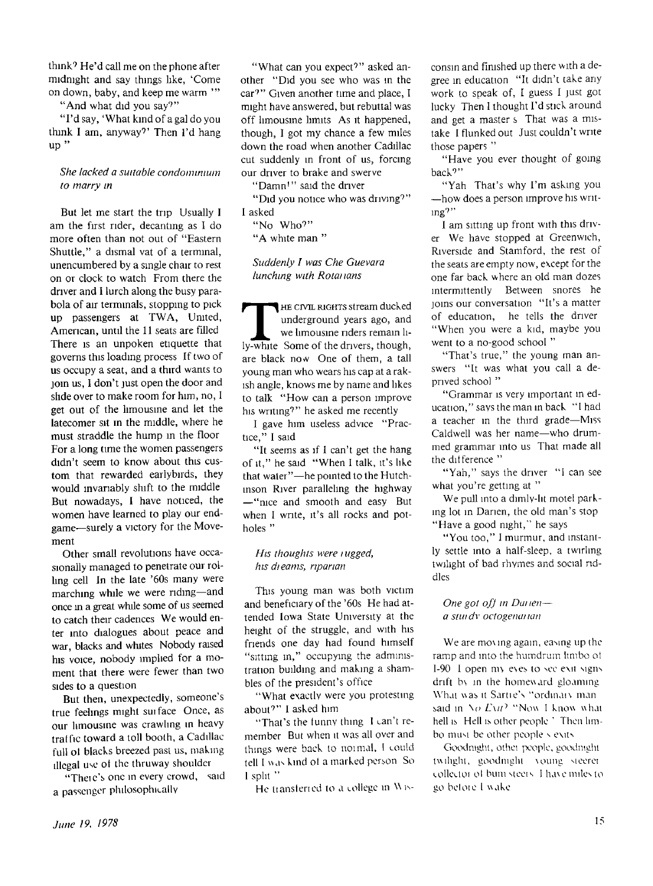think? He'd call me on the phone after midnight and say things like, 'Come on down, baby, and keep me warm '"

"And what did you say?"

"I'd say, 'What kind of a gal do you think I am, anyway?' Then I'd hang up "

*She lacked a suitable condominium to marry in*

But let me start the trip Usually I am the first rider, decanting as I do more often than not out of "Eastern Shuttle," a dismal vat of a terminal, unencumbered by a single chair to rest on or clock to watch From there the driver and I lurch along the busy parabola of air terminals, stopping to pick up passengers at TWA, United, American, until the 11 seats are filled There is an unpoken etiquette that governs this loading process If two of us occupy a seat, and a third wants to join us, I don't just open the door and slide over to make room for him, no, I get out of the limousine and let the latecomer sit in the middle, where he must straddle the hump in the floor For a long time the women passengers didn't seem to know about this custom that rewarded earlybirds, they would invariably shift to the middle But nowadays, I have noticed, the women have learned to play our endgame—surely a victory for the Movement

Other small revolutions have occasionally managed to penetrate our rolling cell In the late '60s many were marching while we were riding—and once in a great while some of us seemed to catch their cadences We would enter into dialogues about peace and war, blacks and whites Nobody raised his voice, nobody implied for a moment that there were fewer than two sides to a question

But then, unexpectedly, someone's true feelings might surface Once, as our limousine was crawling in heavy traffic toward a toll booth, a Cadillac full of blacks breezed past us, making illegal use of the thruway shoulder

"There's one in every crowd," said a passenger philosophically

"What can you expect?" asked another "Did you see who was in the car?" Given another time and place, I might have answered, but rebuttal was off limousine limits As it happened, though, I got my chance a few miles down the road when another Cadillac cut suddenly in front of us, forcing our driver to brake and swerve

"Damn!" said the driver

"Did you notice who was driving?" I asked

"No Who?"

"A white man "

*Suddenly I was Che Guevara lunching with Rotarians*

The civil rights stream ducked underground years ago, and we limousine riders remain lily-white Some of the drivers, though, are black now One of them, a tall young man who wears his cap at a rakish angle, knows me by name and likes to talk "How can a person improve his writing?" he asked me recently

I gave him useless advice "Practice," I said

"It seems as if I can't get the hang of it," he said "When I talk, it's like that water"—he pointed to the Hutchinson River paralleling the highway—"nice and smooth and easy But when I write, it's all rocks and potholes "

*His thoughts were rugged, his dreams, riparian*

This young man was both victim and beneficiary of the '60s He had attended Iowa State University at the height of the struggle, and with his friends one day had found himself "sitting in," occupying the administration building and making a shambles of the president's office

"What exactly were you protesting about?" I asked him

"That's the funny thing I can't remember But when it was all over and things were back to normal, I could tell I was kind of a marked person So I split "

He transferred to a college in Wisconsin and finished up there with a degree in education "It didn't take any work to speak of, I guess I just got lucky Then I thought I'd stick around and get a master's That was a mistake I flunked out Just couldn't write those papers "

"Have you ever thought of going back?"

"Yah That's why I'm asking you—how does a person improve his writing?"

I am sitting up front with this driver We have stopped at Greenwich, Riverside and Stamford, the rest of the seats are empty now, except for the one far back where an old man dozes intermittently Between snores he joins our conversation "It's a matter of education," he tells the driver "When you were a kid, maybe you went to a no-good school "

"That's true," the young man answers "It was what you call a deprived school "

"Grammar is very important in education," says the man in back "I had a teacher in the third grade—Miss Caldwell was her name—who drummed grammar into us That made all the difference "

"Yah," says the driver "I can see what you're getting at "

We pull into a dimly-lit motel parking lot in Darien, the old man's stop "Have a good night," he says

"You too," I murmur, and instantly settle into a half-sleep, a twirling twilight of bad rhymes and social riddles

*One got off in Darien—a sturdy octogenarian*

We are moving again, easing up the ramp and into the humdrum limbo of I-90 I open my eyes to see exit signs drift by in the homeward gloaming What was it Sartre's "ordinary man said in *No Exit*? "Now I know what hell is Hell is other people " Then limbo must be other people's exits

Goodnight, other people, goodnight twilight, goodnight young steerer collector of bum steers I have miles to go before I wake